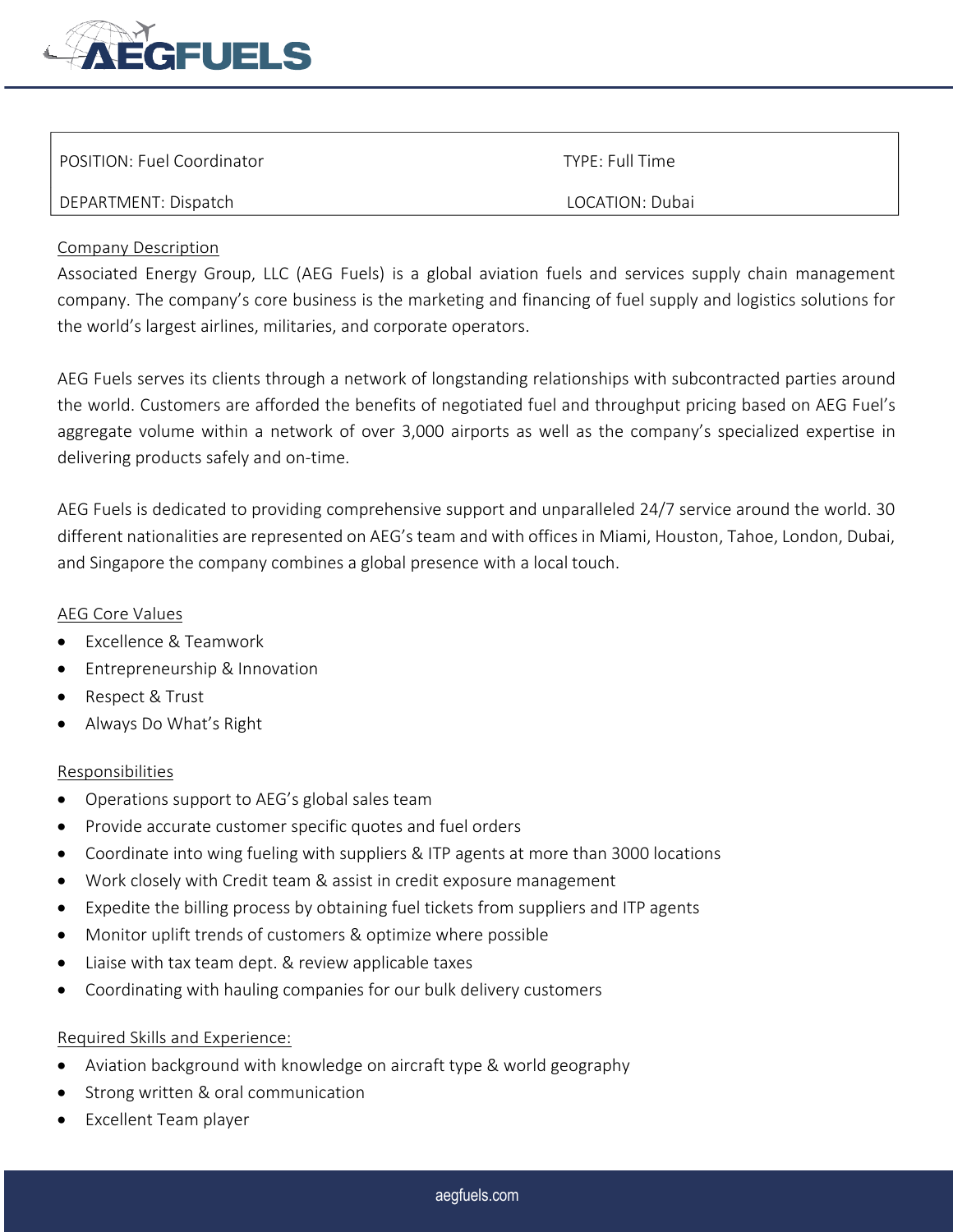| POSITION: Fuel Coordinator | TYPE: Full Time |
|---|---|
| DEPARTMENT: Dispatch | LOCATION: Dubai |

## Company Description

Associated Energy Group, LLC (AEG Fuels) is a global aviation fuels and services supply chain management company. The company's core business is the marketing and financing of fuel supply and logistics solutions for the world's largest airlines, militaries, and corporate operators.

AEG Fuels serves its clients through a network of longstanding relationships with subcontracted parties around the world. Customers are afforded the benefits of negotiated fuel and throughput pricing based on AEG Fuel's aggregate volume within a network of over 3,000 airports as well as the company's specialized expertise in delivering products safely and on-time.

AEG Fuels is dedicated to providing comprehensive support and unparalleled 24/7 service around the world. 30 different nationalities are represented on AEG's team and with offices in Miami, Houston, Tahoe, London, Dubai, and Singapore the company combines a global presence with a local touch.

## AEG Core Values

- Excellence & Teamwork
- Entrepreneurship & Innovation
- Respect & Trust
- Always Do What's Right

## Responsibilities

- Operations support to AEG's global sales team
- Provide accurate customer specific quotes and fuel orders
- Coordinate into wing fueling with suppliers & ITP agents at more than 3000 locations
- Work closely with Credit team & assist in credit exposure management
- Expedite the billing process by obtaining fuel tickets from suppliers and ITP agents
- Monitor uplift trends of customers & optimize where possible
- Liaise with tax team dept. & review applicable taxes
- Coordinating with hauling companies for our bulk delivery customers

## Required Skills and Experience:

- Aviation background with knowledge on aircraft type & world geography
- Strong written & oral communication
- Excellent Team player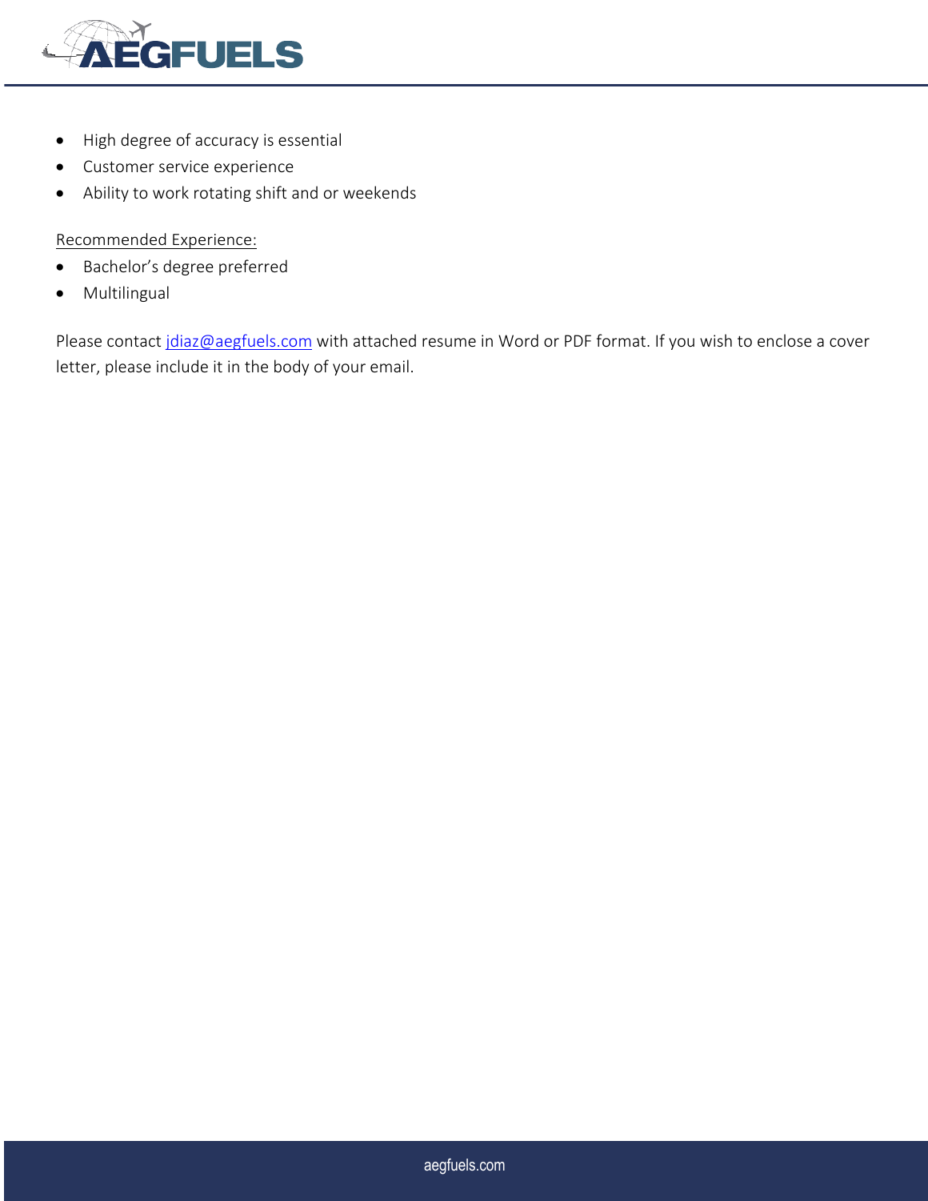- High degree of accuracy is essential
- Customer service experience
- Ability to work rotating shift and or weekends

Recommended Experience:

- Bachelor's degree preferred
- Multilingual

Please contact jdiaz@aegfuels.com with attached resume in Word or PDF format. If you wish to enclose a cover letter, please include it in the body of your email.